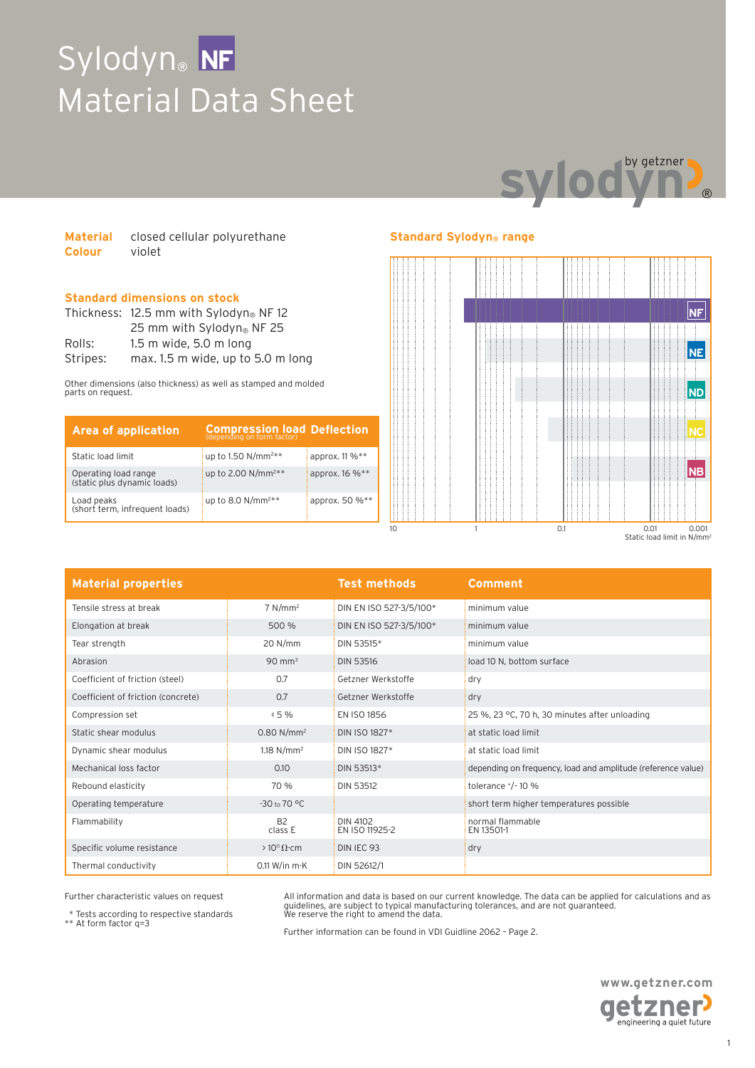# Sylodyn® NF
# Material Data Sheet

**Material** closed cellular polyurethane
**Colour** violet

## Standard dimensions on stock

Thickness: 12.5 mm with Sylodyn® NF 12
25 mm with Sylodyn® NF 25
Rolls: 1.5 m wide, 5.0 m long
Stripes: max. 1.5 m wide, up to 5.0 m long

Other dimensions (also thickness) as well as stamped and molded parts on request.

| Area of application | Compression load (depending on form factor) | Deflection |
|---|---|---|
| Static load limit | up to 1.50 N/mm²** | approx. 11 %** |
| Operating load range (static plus dynamic loads) | up to 2.00 N/mm²** | approx. 16 %** |
| Load peaks (short term, infrequent loads) | up to 8.0 N/mm²** | approx. 50 %** |

## Standard Sylodyn® range

NF, NE, ND, NC, NB

10 | 1 | 0.1 | 0.01 | 0.001
Static load limit in N/mm²

| Material properties | | Test methods | Comment |
|---|---|---|---|
| Tensile stress at break | 7 N/mm² | DIN EN ISO 527-3/5/100* | minimum value |
| Elongation at break | 500 % | DIN EN ISO 527-3/5/100* | minimum value |
| Tear strength | 20 N/mm | DIN 53515* | minimum value |
| Abrasion | 90 mm³ | DIN 53516 | load 10 N, bottom surface |
| Coefficient of friction (steel) | 0.7 | Getzner Werkstoffe | dry |
| Coefficient of friction (concrete) | 0.7 | Getzner Werkstoffe | dry |
| Compression set | < 5 % | EN ISO 1856 | 25 %, 23 °C, 70 h, 30 minutes after unloading |
| Static shear modulus | 0.80 N/mm² | DIN ISO 1827* | at static load limit |
| Dynamic shear modulus | 1.18 N/mm² | DIN ISO 1827* | at static load limit |
| Mechanical loss factor | 0.10 | DIN 53513* | depending on frequency, load and amplitude (reference value) |
| Rebound elasticity | 70 % | DIN 53512 | tolerance +/- 10 % |
| Operating temperature | -30 to 70 °C | | short term higher temperatures possible |
| Flammability | B2<br>class E | DIN 4102<br>EN ISO 11925-2 | normal flammable<br>EN 13501-1 |
| Specific volume resistance | > $10^{11}$ Ω·cm | DIN IEC 93 | dry |
| Thermal conductivity | 0.11 W/in m·K | DIN 52612/1 | |

Further characteristic values on request

\* Tests according to respective standards
\** At form factor q=3

All information and data is based on our current knowledge. The data can be applied for calculations and as guidelines, are subject to typical manufacturing tolerances, and are not guaranteed.
We reserve the right to amend the data.

Further information can be found in VDI Guideline 2062 – Page 2.

www.getzner.com
getzner engineering a quiet future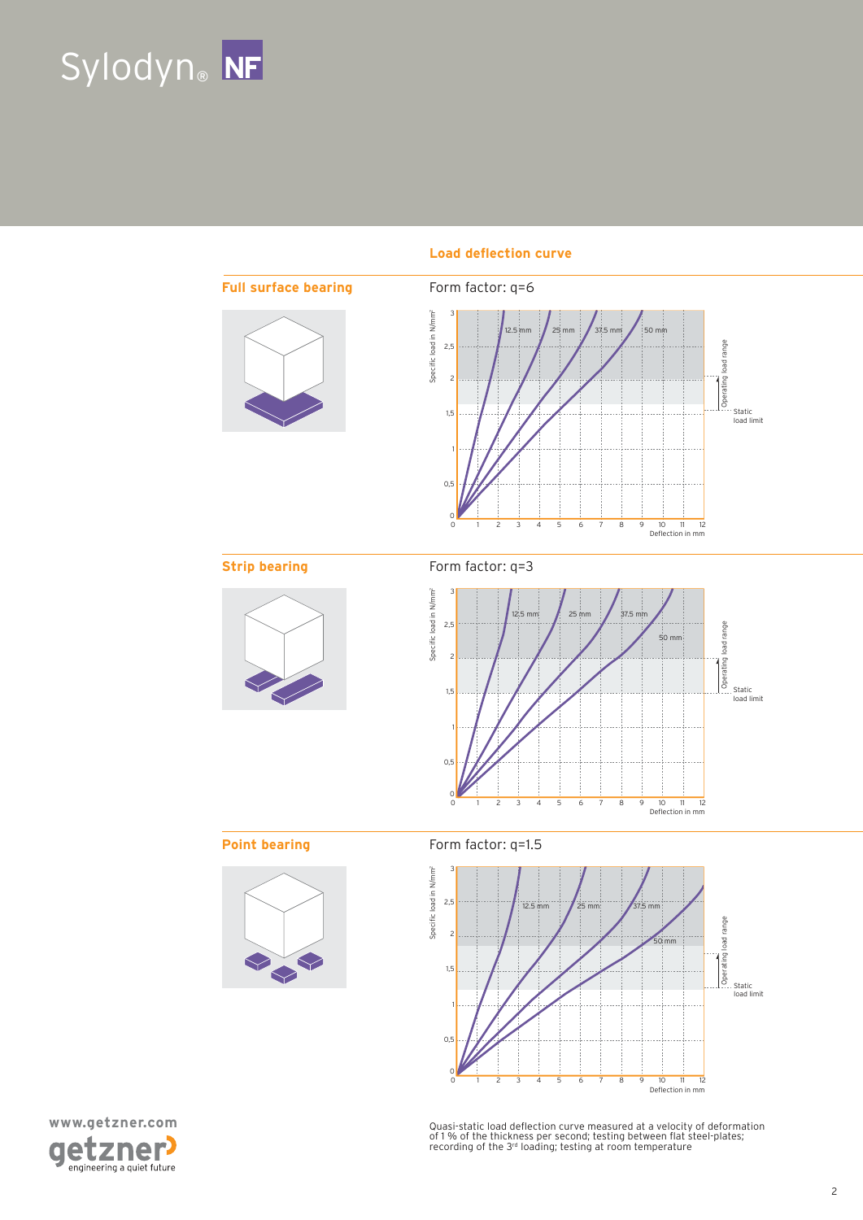# Sylodyn® NF

## Load deflection curve

### Full surface bearing

Form factor: q=6

Specific load in N/mm²

12.5 mm 25 mm 37.5 mm 50 mm

Operating load range

Static load limit

Deflection in mm

### Strip bearing

Form factor: q=3

Specific load in N/mm²

12.5 mm 25 mm 37.5 mm 50 mm

Operating load range

Static load limit

Deflection in mm

### Point bearing

Form factor: q=1.5

Specific load in N/mm²

12.5 mm 25 mm 37.5 mm 50 mm

Operating load range

Static load limit

Deflection in mm

Quasi-static load deflection curve measured at a velocity of deformation of 1 % of the thickness per second; testing between flat steel-plates; recording of the 3rd loading; testing at room temperature

www.getzner.com

getzner engineering a quiet future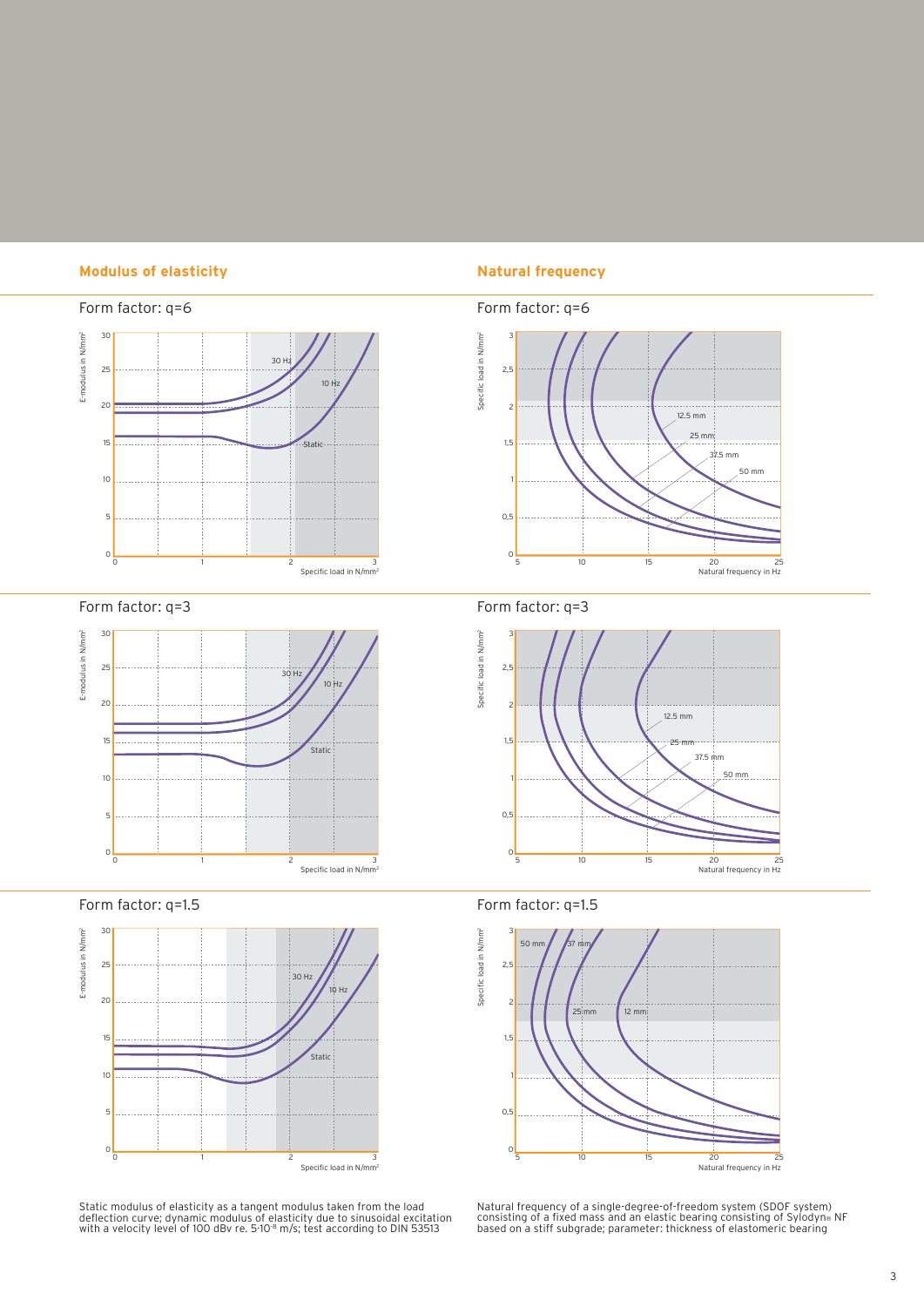## Modulus of elasticity

### Form factor: q=6

E-modulus in N/mm²

30 Hz, 10 Hz, Static

Specific load in N/mm²

### Form factor: q=3

E-modulus in N/mm²

30 Hz, 10 Hz, Static

Specific load in N/mm²

### Form factor: q=1.5

E-modulus in N/mm²

30 Hz, 10 Hz, Static

Specific load in N/mm²

Static modulus of elasticity as a tangent modulus taken from the load deflection curve; dynamic modulus of elasticity due to sinusoidal excitation with a velocity level of 100 dBv re. $5 \cdot 10^{-8}$ m/s; test according to DIN 53513

## Natural frequency

### Form factor: q=6

Specific load in N/mm²

12.5 mm, 25 mm, 37.5 mm, 50 mm

Natural frequency in Hz

### Form factor: q=3

Specific load in N/mm²

12.5 mm, 25 mm, 37.5 mm, 50 mm

Natural frequency in Hz

### Form factor: q=1.5

Specific load in N/mm²

50 mm, 37 mm, 25 mm, 12 mm

Natural frequency in Hz

Natural frequency of a single-degree-of-freedom system (SDOF system) consisting of a fixed mass and an elastic bearing consisting of Sylodyn® NF based on a stiff subgrade; parameter: thickness of elastomeric bearing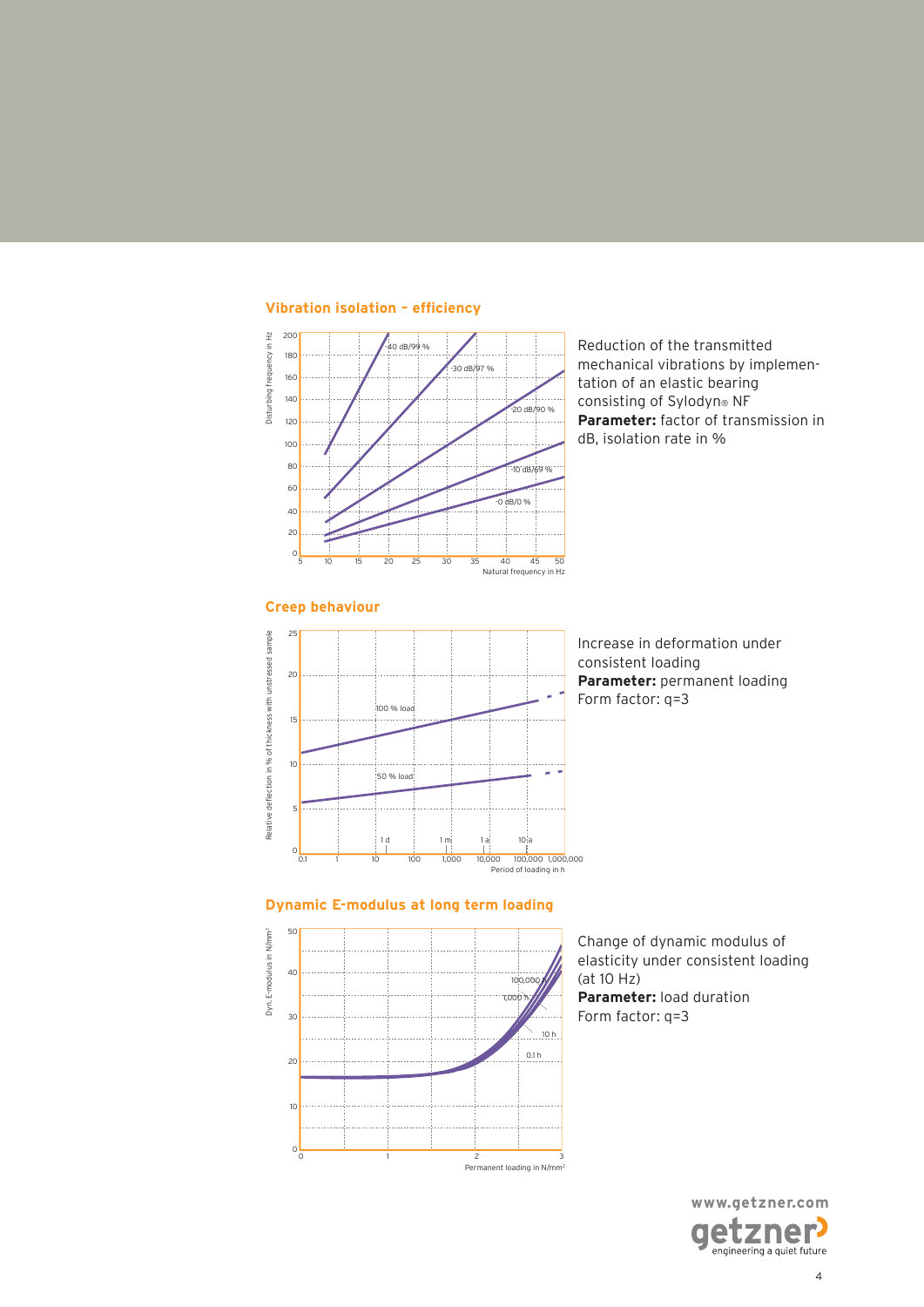## Vibration isolation – efficiency

Reduction of the transmitted mechanical vibrations by implementation of an elastic bearing consisting of Sylodyn® NF
**Parameter:** factor of transmission in dB, isolation rate in %

## Creep behaviour

Increase in deformation under consistent loading
**Parameter:** permanent loading
Form factor: q=3

## Dynamic E-modulus at long term loading

Change of dynamic modulus of elasticity under consistent loading (at 10 Hz)
**Parameter:** load duration
Form factor: q=3

www.getzner.com

getzner engineering a quiet future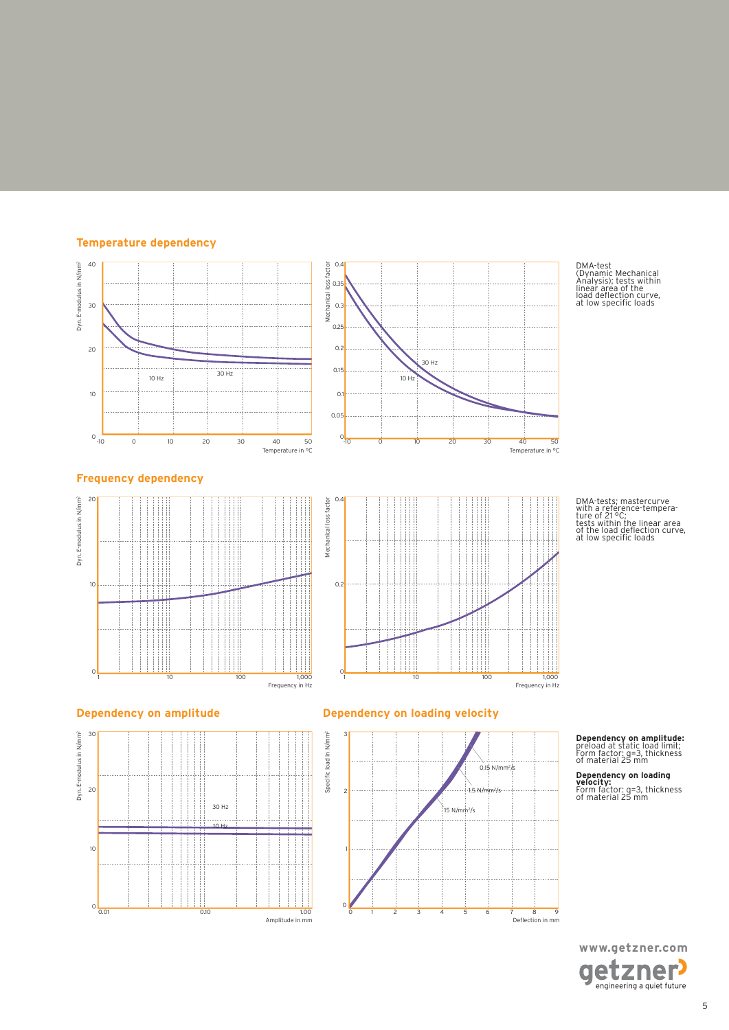## Temperature dependency

DMA-test (Dynamic Mechanical Analysis); tests within linear area of the load deflection curve, at low specific loads

## Frequency dependency

DMA-tests; mastercurve with a reference-temperature of 21 °C; tests within the linear area of the load deflection curve, at low specific loads

## Dependency on amplitude

## Dependency on loading velocity

**Dependency on amplitude:** preload at static load limit; Form factor: q=3, thickness of material 25 mm

**Dependency on loading velocity:** Form factor: q=3, thickness of material 25 mm

www.getzner.com

getzner engineering a quiet future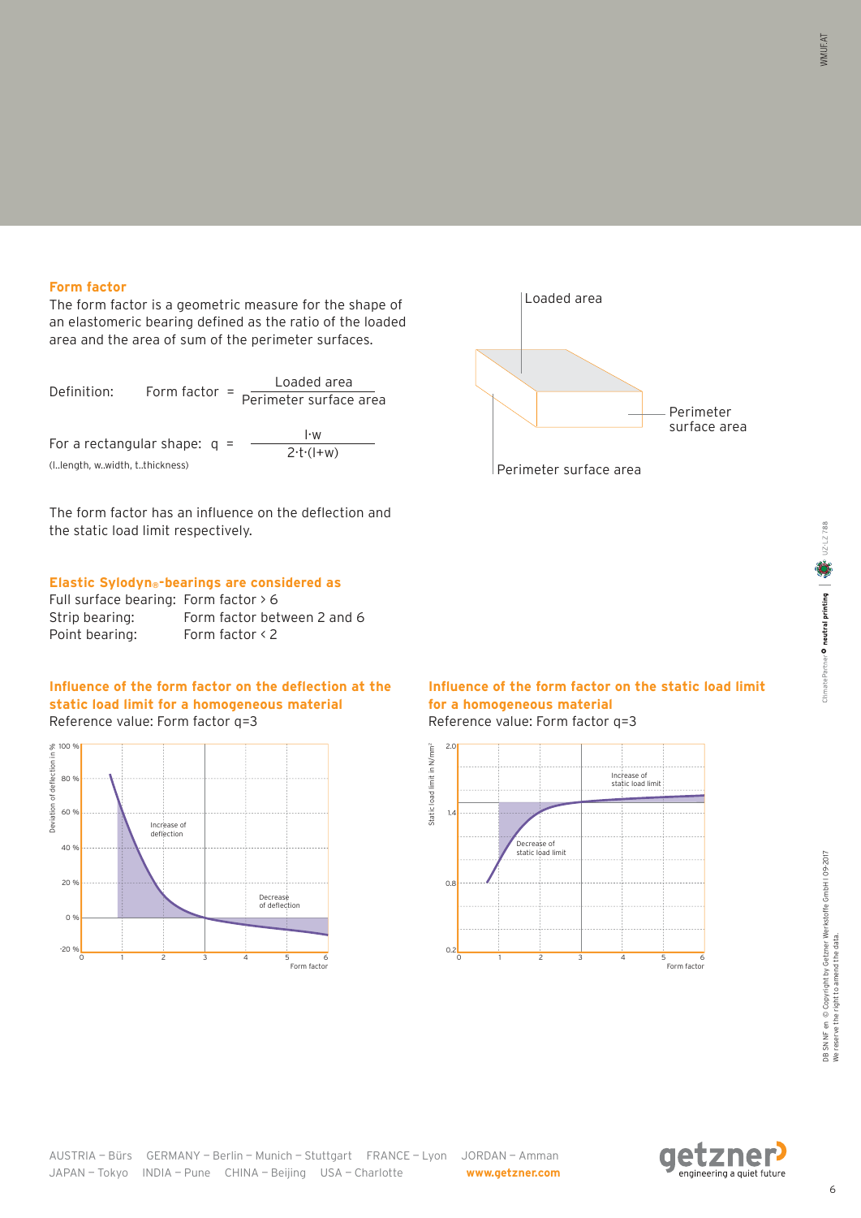## Form factor

The form factor is a geometric measure for the shape of an elastomeric bearing defined as the ratio of the loaded area and the area of sum of the perimeter surfaces.

Definition: $$\text{Form factor} = \frac{\text{Loaded area}}{\text{Perimeter surface area}}$$

For a rectangular shape: $$q = \frac{l \cdot w}{2 \cdot t \cdot (l + w)}$$

(l..length, w..width, t..thickness)

Loaded area

Perimeter surface area

Perimeter surface area

The form factor has an influence on the deflection and the static load limit respectively.

## Elastic Sylodyn®-bearings are considered as

Full surface bearing: Form factor > 6
Strip bearing: Form factor between 2 and 6
Point bearing: Form factor < 2

## Influence of the form factor on the deflection at the static load limit for a homogeneous material

Reference value: Form factor q=3

Deviation of deflection in %
100 %
80 %
60 %
40 %
20 %
0 %
-20 %
0
1
2
3
4
5
6
Form factor
Increase of deflection
Decrease of deflection

## Influence of the form factor on the static load limit for a homogeneous material

Reference value: Form factor q=3

Static load limit in N/mm²
2.0
1.4
0.8
0.2
0
1
2
3
4
5
6
Form factor
Increase of static load limit
Decrease of static load limit

AUSTRIA – Bürs GERMANY – Berlin – Munich – Stuttgart FRANCE – Lyon JORDAN – Amman
JAPAN – Tokyo INDIA – Pune CHINA – Beijing USA – Charlotte **www.getzner.com**

getzner engineering a quiet future

DB SN NF en © Copyright by Getzner Werkstoffe GmbH I 09-2017
We reserve the right to amend the data.